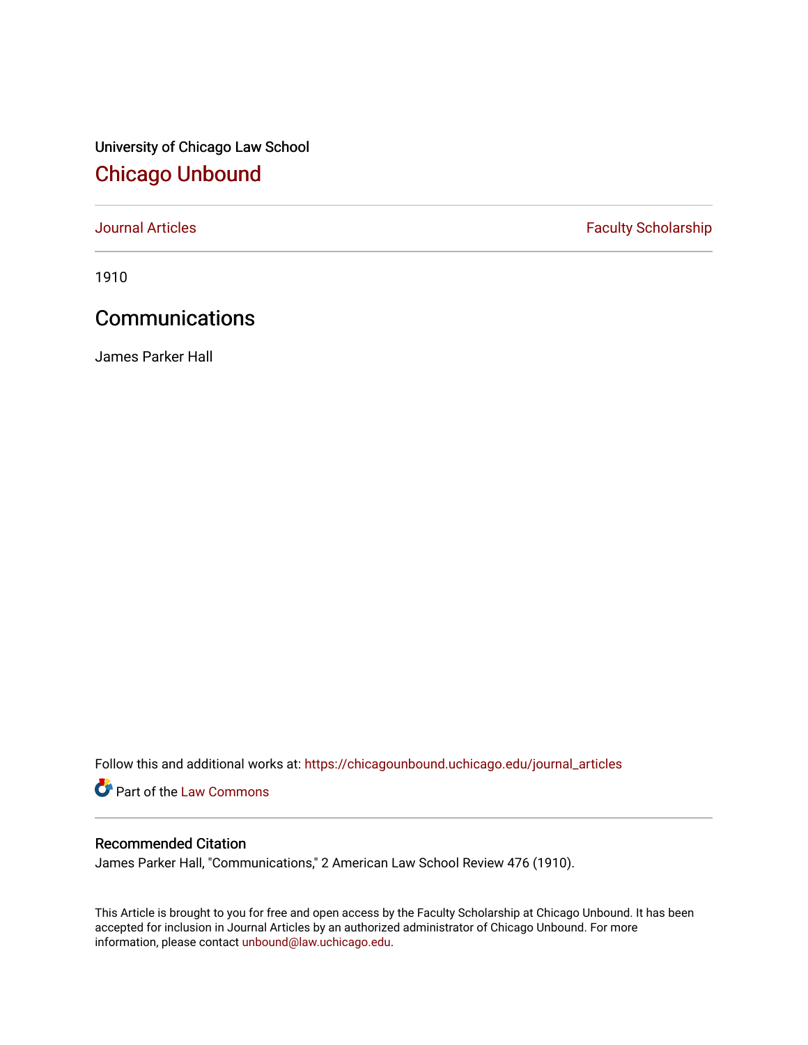University of Chicago Law School

## Chicago Unbound

Journal Articles

Faculty Scholarship

1910

# Communications

James Parker Hall

Follow this and additional works at: https://chicagounbound.uchicago.edu/journal_articles

Part of the Law Commons

### Recommended Citation

James Parker Hall, "Communications," 2 American Law School Review 476 (1910).

This Article is brought to you for free and open access by the Faculty Scholarship at Chicago Unbound. It has been accepted for inclusion in Journal Articles by an authorized administrator of Chicago Unbound. For more information, please contact unbound@law.uchicago.edu.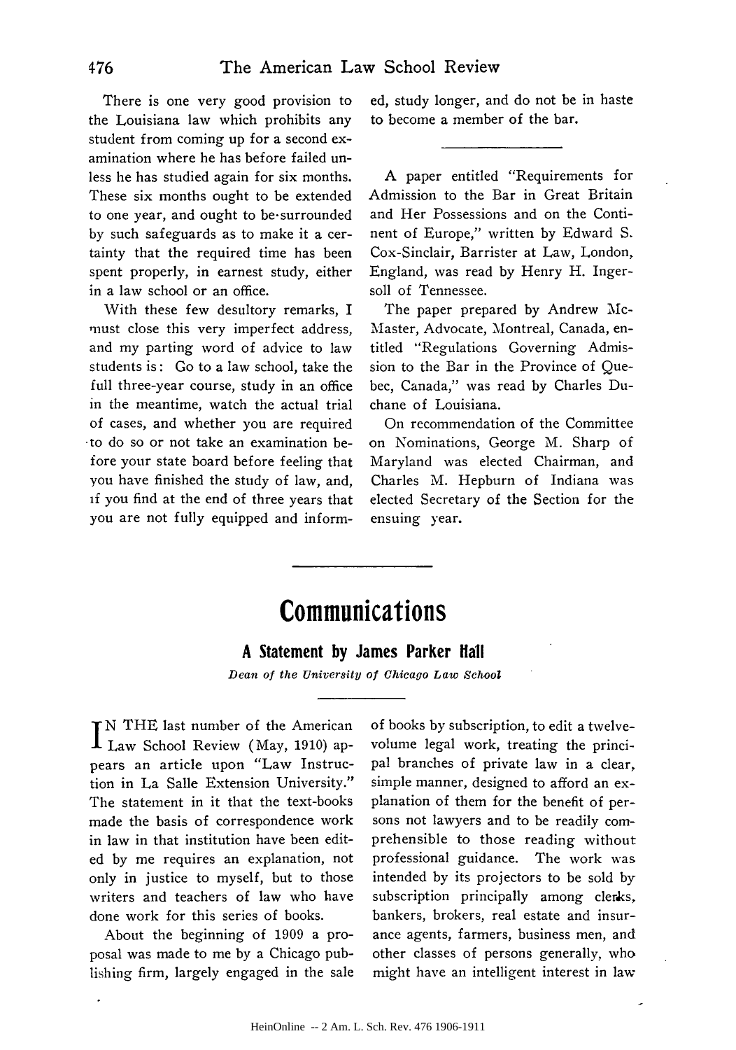There is one very good provision to the Louisiana law which prohibits any student from coming up for a second examination where he has before failed unless he has studied again for six months. These six months ought to be extended to one year, and ought to be surrounded by such safeguards as to make it a certainty that the required time has been spent properly, in earnest study, either in a law school or an office.

With these few desultory remarks, I must close this very imperfect address, and my parting word of advice to law students is: Go to a law school, take the full three-year course, study in an office in the meantime, watch the actual trial of cases, and whether you are required to do so or not take an examination before your state board before feeling that you have finished the study of law, and, if you find at the end of three years that you are not fully equipped and informed, study longer, and do not be in haste to become a member of the bar.

---

A paper entitled "Requirements for Admission to the Bar in Great Britain and Her Possessions and on the Continent of Europe," written by Edward S. Cox-Sinclair, Barrister at Law, London, England, was read by Henry H. Ingersoll of Tennessee.

The paper prepared by Andrew McMaster, Advocate, Montreal, Canada, entitled "Regulations Governing Admission to the Bar in the Province of Quebec, Canada," was read by Charles Duchane of Louisiana.

On recommendation of the Committee on Nominations, George M. Sharp of Maryland was elected Chairman, and Charles M. Hepburn of Indiana was elected Secretary of the Section for the ensuing year.

---

# Communications

## A Statement by James Parker Hall

*Dean of the University of Chicago Law School*

IN THE last number of the American Law School Review (May, 1910) appears an article upon "Law Instruction in La Salle Extension University." The statement in it that the text-books made the basis of correspondence work in law in that institution have been edited by me requires an explanation, not only in justice to myself, but to those writers and teachers of law who have done work for this series of books.

About the beginning of 1909 a proposal was made to me by a Chicago publishing firm, largely engaged in the sale of books by subscription, to edit a twelve-volume legal work, treating the principal branches of private law in a clear, simple manner, designed to afford an explanation of them for the benefit of persons not lawyers and to be readily comprehensible to those reading without professional guidance. The work was intended by its projectors to be sold by subscription principally among clerks, bankers, brokers, real estate and insurance agents, farmers, business men, and other classes of persons generally, who might have an intelligent interest in law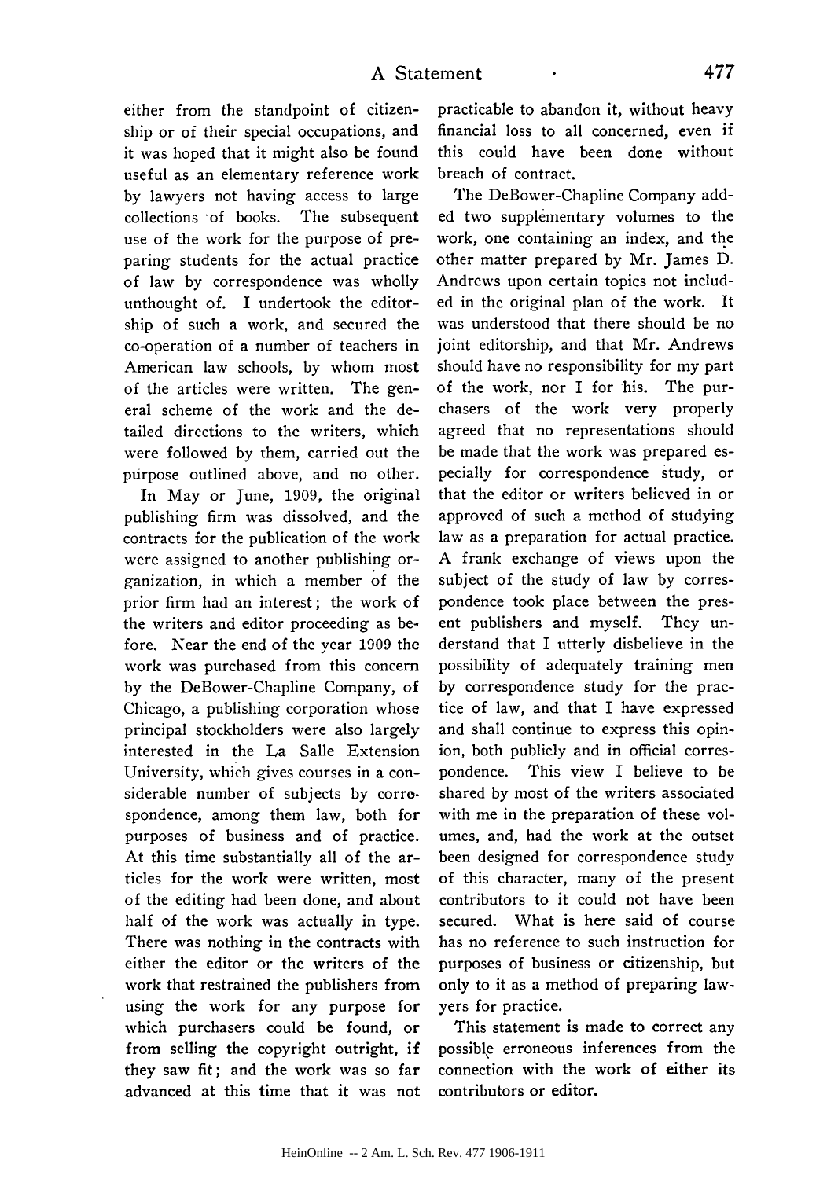either from the standpoint of citizenship or of their special occupations, and it was hoped that it might also be found useful as an elementary reference work by lawyers not having access to large collections of books. The subsequent use of the work for the purpose of preparing students for the actual practice of law by correspondence was wholly unthought of. I undertook the editorship of such a work, and secured the co-operation of a number of teachers in American law schools, by whom most of the articles were written. The general scheme of the work and the detailed directions to the writers, which were followed by them, carried out the purpose outlined above, and no other.

In May or June, 1909, the original publishing firm was dissolved, and the contracts for the publication of the work were assigned to another publishing organization, in which a member of the prior firm had an interest; the work of the writers and editor proceeding as before. Near the end of the year 1909 the work was purchased from this concern by the DeBower-Chapline Company, of Chicago, a publishing corporation whose principal stockholders were also largely interested in the La Salle Extension University, which gives courses in a considerable number of subjects by correspondence, among them law, both for purposes of business and of practice. At this time substantially all of the articles for the work were written, most of the editing had been done, and about half of the work was actually in type. There was nothing in the contracts with either the editor or the writers of the work that restrained the publishers from using the work for any purpose for which purchasers could be found, or from selling the copyright outright, if they saw fit; and the work was so far advanced at this time that it was not practicable to abandon it, without heavy financial loss to all concerned, even if this could have been done without breach of contract.

The DeBower-Chapline Company added two supplementary volumes to the work, one containing an index, and the other matter prepared by Mr. James D. Andrews upon certain topics not included in the original plan of the work. It was understood that there should be no joint editorship, and that Mr. Andrews should have no responsibility for my part of the work, nor I for his. The purchasers of the work very properly agreed that no representations should be made that the work was prepared especially for correspondence study, or that the editor or writers believed in or approved of such a method of studying law as a preparation for actual practice. A frank exchange of views upon the subject of the study of law by correspondence took place between the present publishers and myself. They understand that I utterly disbelieve in the possibility of adequately training men by correspondence study for the practice of law, and that I have expressed and shall continue to express this opinion, both publicly and in official correspondence. This view I believe to be shared by most of the writers associated with me in the preparation of these volumes, and, had the work at the outset been designed for correspondence study of this character, many of the present contributors to it could not have been secured. What is here said of course has no reference to such instruction for purposes of business or citizenship, but only to it as a method of preparing lawyers for practice.

This statement is made to correct any possible erroneous inferences from the connection with the work of either its contributors or editor.